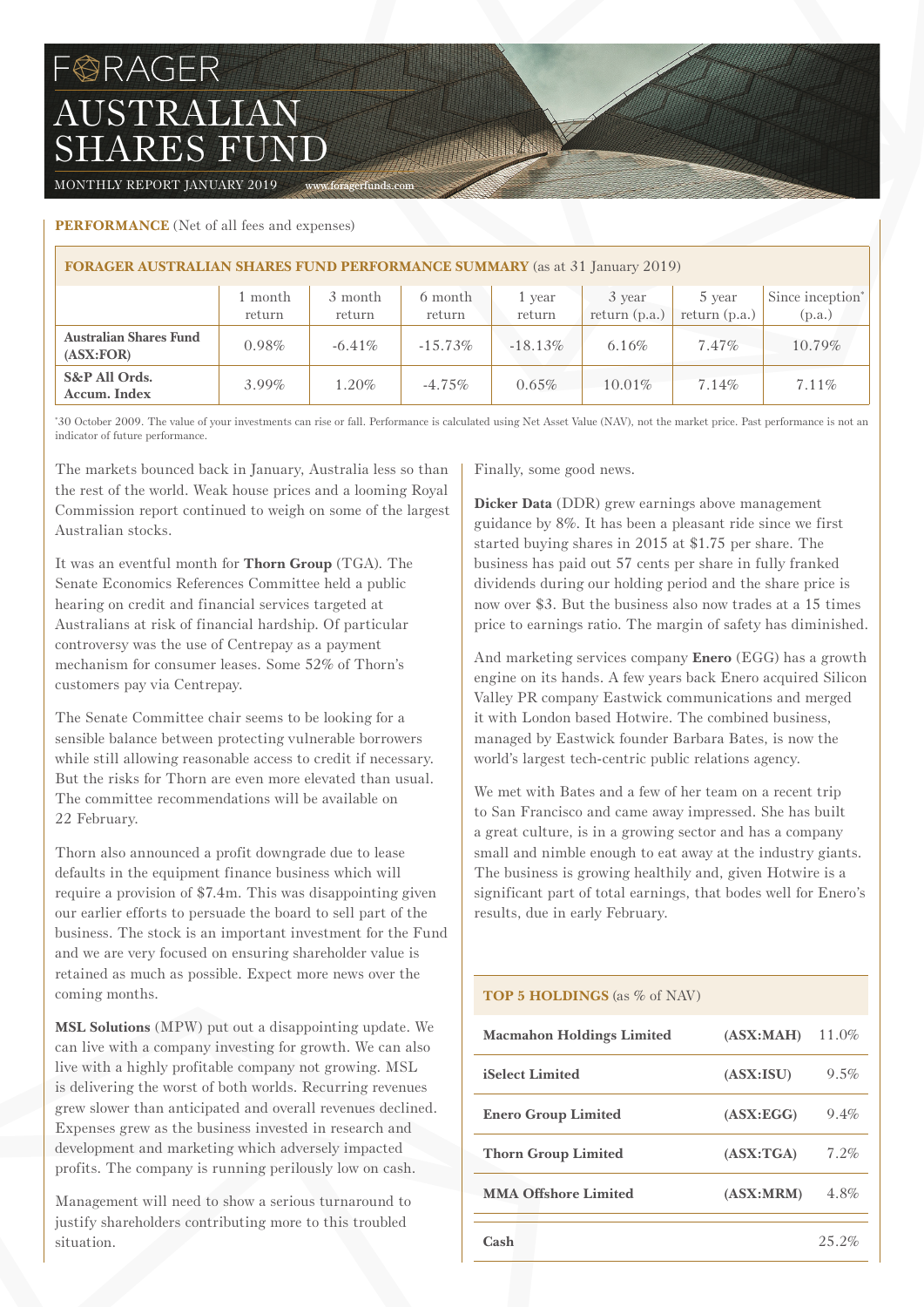# FORAGER

# AUSTRALIAN SHARES FUND

MONTHLY REPORT JANUARY 2019 www.foragerfunds.com

**PERFORMANCE** (Net of all fees and expenses)

| **FORAGER AUSTRALIAN SHARES FUND PERFORMANCE SUMMARY** (as at 31 January 2019) | | | | | | | |
|---|---|---|---|---|---|---|---|
| | 1 month return | 3 month return | 6 month return | 1 year return | 3 year return (p.a.) | 5 year return (p.a.) | Since inception* (p.a.) |
| **Australian Shares Fund (ASX:FOR)** | 0.98% | -6.41% | -15.73% | -18.13% | 6.16% | 7.47% | 10.79% |
| **S&P All Ords. Accum. Index** | 3.99% | 1.20% | -4.75% | 0.65% | 10.01% | 7.14% | 7.11% |

*30 October 2009. The value of your investments can rise or fall. Performance is calculated using Net Asset Value (NAV), not the market price. Past performance is not an indicator of future performance.

The markets bounced back in January, Australia less so than the rest of the world. Weak house prices and a looming Royal Commission report continued to weigh on some of the largest Australian stocks.

It was an eventful month for **Thorn Group** (TGA). The Senate Economics References Committee held a public hearing on credit and financial services targeted at Australians at risk of financial hardship. Of particular controversy was the use of Centrepay as a payment mechanism for consumer leases. Some 52% of Thorn's customers pay via Centrepay.

The Senate Committee chair seems to be looking for a sensible balance between protecting vulnerable borrowers while still allowing reasonable access to credit if necessary. But the risks for Thorn are even more elevated than usual. The committee recommendations will be available on 22 February.

Thorn also announced a profit downgrade due to lease defaults in the equipment finance business which will require a provision of $7.4m. This was disappointing given our earlier efforts to persuade the board to sell part of the business. The stock is an important investment for the Fund and we are very focused on ensuring shareholder value is retained as much as possible. Expect more news over the coming months.

**MSL Solutions** (MPW) put out a disappointing update. We can live with a company investing for growth. We can also live with a highly profitable company not growing. MSL is delivering the worst of both worlds. Recurring revenues grew slower than anticipated and overall revenues declined. Expenses grew as the business invested in research and development and marketing which adversely impacted profits. The company is running perilously low on cash.

Management will need to show a serious turnaround to justify shareholders contributing more to this troubled situation.

Finally, some good news.

**Dicker Data** (DDR) grew earnings above management guidance by 8%. It has been a pleasant ride since we first started buying shares in 2015 at $1.75 per share. The business has paid out 57 cents per share in fully franked dividends during our holding period and the share price is now over $3. But the business also now trades at a 15 times price to earnings ratio. The margin of safety has diminished.

And marketing services company **Enero** (EGG) has a growth engine on its hands. A few years back Enero acquired Silicon Valley PR company Eastwick communications and merged it with London based Hotwire. The combined business, managed by Eastwick founder Barbara Bates, is now the world's largest tech-centric public relations agency.

We met with Bates and a few of her team on a recent trip to San Francisco and came away impressed. She has built a great culture, is in a growing sector and has a company small and nimble enough to eat away at the industry giants. The business is growing healthily and, given Hotwire is a significant part of total earnings, that bodes well for Enero's results, due in early February.

| **TOP 5 HOLDINGS** (as % of NAV) | | |
|---|---|---|
| **Macmahon Holdings Limited** | **(ASX:MAH)** | 11.0% |
| **iSelect Limited** | **(ASX:ISU)** | 9.5% |
| **Enero Group Limited** | **(ASX:EGG)** | 9.4% |
| **Thorn Group Limited** | **(ASX:TGA)** | 7.2% |
| **MMA Offshore Limited** | **(ASX:MRM)** | 4.8% |
| **Cash** | | 25.2% |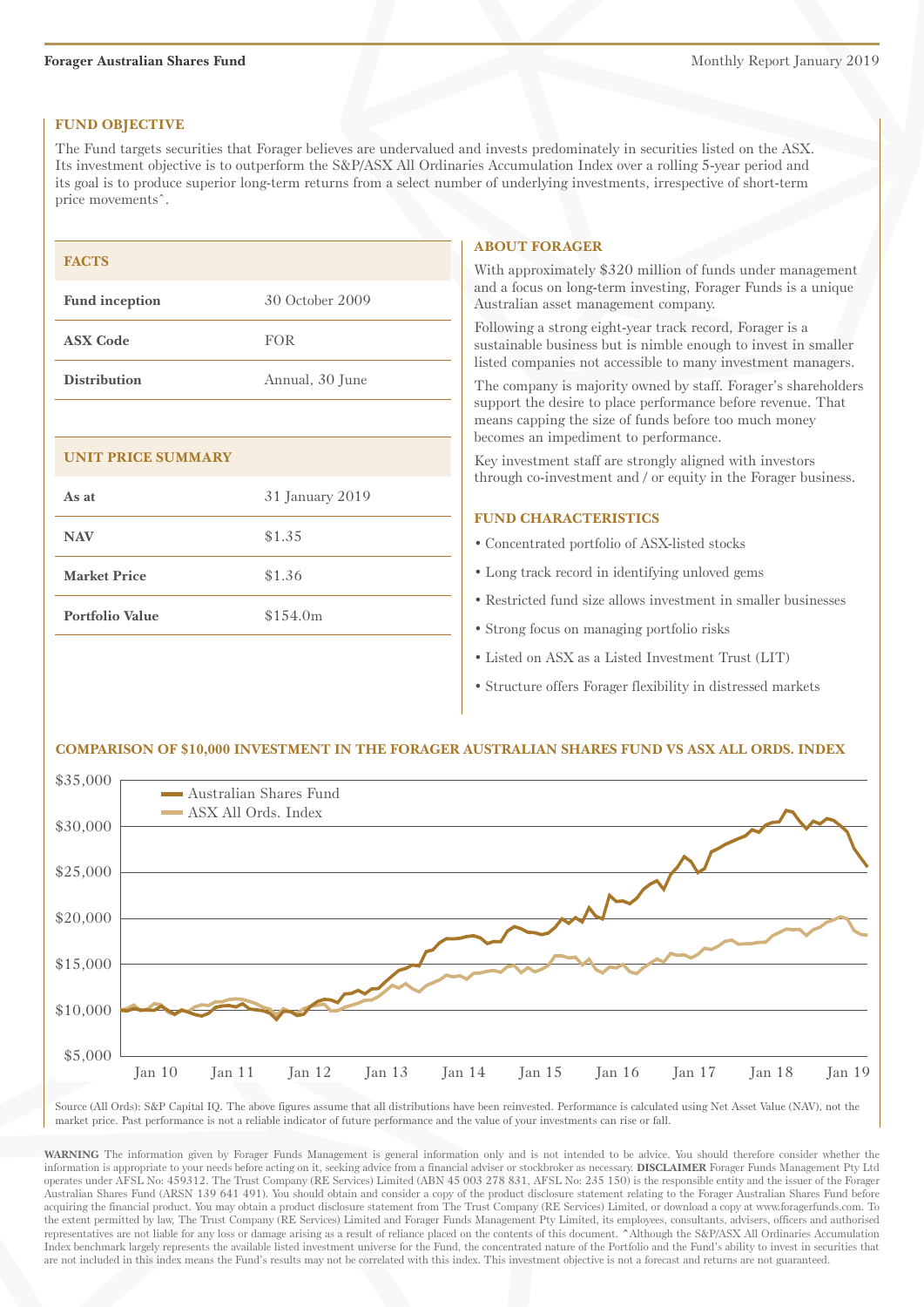Forager Australian Shares Fund

Monthly Report January 2019

## FUND OBJECTIVE

The Fund targets securities that Forager believes are undervalued and invests predominately in securities listed on the ASX. Its investment objective is to outperform the S&P/ASX All Ordinaries Accumulation Index over a rolling 5-year period and its goal is to produce superior long-term returns from a select number of underlying investments, irrespective of short-term price movements^.

| FACTS | |
|---|---|
| **Fund inception** | 30 October 2009 |
| **ASX Code** | FOR |
| **Distribution** | Annual, 30 June |

| UNIT PRICE SUMMARY | |
|---|---|
| **As at** | 31 January 2019 |
| **NAV** | $1.35 |
| **Market Price** | $1.36 |
| **Portfolio Value** | $154.0m |

## ABOUT FORAGER

With approximately $320 million of funds under management and a focus on long-term investing, Forager Funds is a unique Australian asset management company.

Following a strong eight-year track record, Forager is a sustainable business but is nimble enough to invest in smaller listed companies not accessible to many investment managers.

The company is majority owned by staff. Forager's shareholders support the desire to place performance before revenue. That means capping the size of funds before too much money becomes an impediment to performance.

Key investment staff are strongly aligned with investors through co-investment and / or equity in the Forager business.

## FUND CHARACTERISTICS

- Concentrated portfolio of ASX-listed stocks
- Long track record in identifying unloved gems
- Restricted fund size allows investment in smaller businesses
- Strong focus on managing portfolio risks
- Listed on ASX as a Listed Investment Trust (LIT)
- Structure offers Forager flexibility in distressed markets

## COMPARISON OF $10,000 INVESTMENT IN THE FORAGER AUSTRALIAN SHARES FUND VS ASX ALL ORDS. INDEX

Australian Shares Fund
ASX All Ords. Index

$35,000
$30,000
$25,000
$20,000
$15,000
$10,000
$5,000

Jan 10 Jan 11 Jan 12 Jan 13 Jan 14 Jan 15 Jan 16 Jan 17 Jan 18 Jan 19

Source (All Ords): S&P Capital IQ. The above figures assume that all distributions have been reinvested. Performance is calculated using Net Asset Value (NAV), not the market price. Past performance is not a reliable indicator of future performance and the value of your investments can rise or fall.

**WARNING** The information given by Forager Funds Management is general information only and is not intended to be advice. You should therefore consider whether the information is appropriate to your needs before acting on it, seeking advice from a financial adviser or stockbroker as necessary. **DISCLAIMER** Forager Funds Management Pty Ltd operates under AFSL No: 459312. The Trust Company (RE Services) Limited (ABN 45 003 278 831, AFSL No: 235 150) is the responsible entity and the issuer of the Forager Australian Shares Fund (ARSN 139 641 491). You should obtain and consider a copy of the product disclosure statement relating to the Forager Australian Shares Fund before acquiring the financial product. You may obtain a product disclosure statement from The Trust Company (RE Services) Limited, or download a copy at www.foragerfunds.com. To the extent permitted by law, The Trust Company (RE Services) Limited and Forager Funds Management Pty Limited, its employees, consultants, advisers, officers and authorised representatives are not liable for any loss or damage arising as a result of reliance placed on the contents of this document. ^Although the S&P/ASX All Ordinaries Accumulation Index benchmark largely represents the available listed investment universe for the Fund, the concentrated nature of the Portfolio and the Fund's ability to invest in securities that are not included in this index means the Fund's results may not be correlated with this index. This investment objective is not a forecast and returns are not guaranteed.